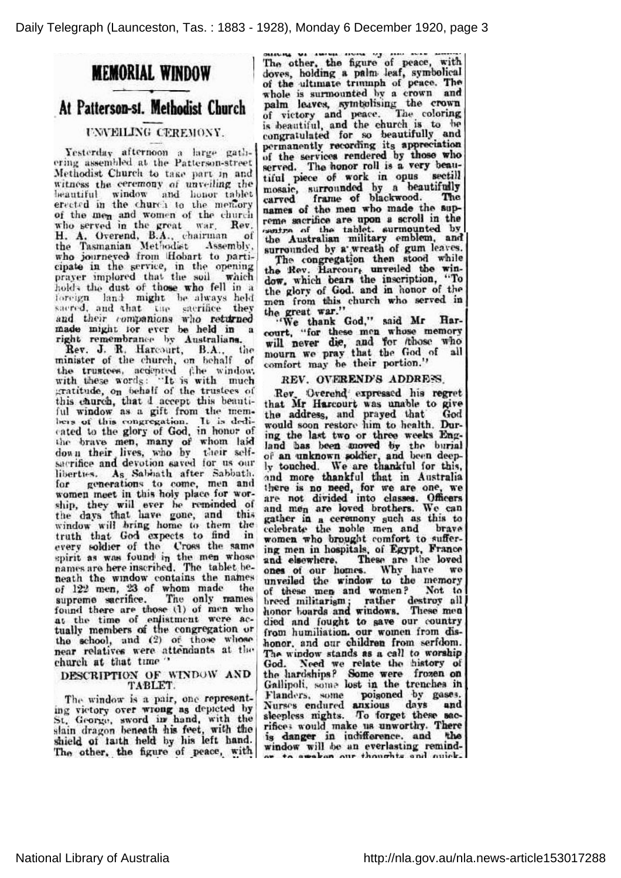# MEMORIAL WINDOW

## At Patterson-st. Methodist Church

### UNVEILING CEREMONY.

Yesterday afternoon a large gathering assembled at the Patterson-street Methodist Church to take part in and witness the ceremony of unveiling the beautiful window and honor tablet erected in the church to the memory of the men and women of the church who served in the great war. Rev. H. A. Overend, B.A., chairman of the Tasmanian Methodist Assembly, who journeyed from Hobart to participate in the service, in the opening prayer implored that the soil which holds the dust of those who fell in a foreign land might be always held sacred, and that the sacrifice they and their companions who returned made might for ever be held in a right remembrance by Australians.

Rev. J. R. Harcourt, B.A., the minister of the church, on behalf of the trustees, accepted the window with these words: "It is with much gratitude, on behalf of the trustees of this church, that I accept this beautiful window as a gift from the members of this congregation. It is dedicated to the glory of God, in honor of the brave men, many of whom laid down their lives, who by their self-sacrifice and devotion saved for us our liberties. As Sabbath after Sabbath, for generations to come, men and women meet in this holy place for worship, they will ever be reminded of the days that have gone, and this window will bring home to them the truth that God expects to find in every soldier of the Cross the same spirit as was found in the men whose names are here inscribed. The tablet beneath the window contains the names of 122 men, 23 of whom made the supreme sacrifice. The only names found there are those (1) of men who at the time of enlistment were actually members of the congregation or the school, and (2) of those whose near relatives were attendants at the church at that time."

### DESCRIPTION OF WINDOW AND TABLET.

The window is a pair, one representing victory over wrong as depicted by St. George, sword in hand, with the slain dragon beneath his feet, with the shield of faith held by his left hand. The other, the figure of peace, with doves, holding a palm leaf, symbolical of the ultimate triumph of peace. The whole is surmounted by a crown and palm leaves, symbolising the crown of victory and peace. The coloring is beautiful, and the church is to be congratulated for so beautifully and permanently recording its appreciation of the services rendered by those who served. The honor roll is a very beautiful piece of work in opus sectil mosaic, surrounded by a beautifully carved frame of blackwood. The names of the men who made the supreme sacrifice are upon a scroll in the centre of the tablet, surmounted by the Australian military emblem, and surrounded by a wreath of gum leaves.

The congregation then stood while the Rev. Harcourt unveiled the window, which bears the inscription, "To the glory of God, and in honor of the men from this church who served in the great war."

"We thank God," said Mr Harcourt, "for these men whose memory will never die, and for those who mourn we pray that the God of all comfort may be their portion."

### REV. OVEREND'S ADDRESS.

Rev. Overend expressed his regret that Mr Harcourt was unable to give the address, and prayed that God would soon restore him to health. During the last two or three weeks England has been moved by the burial of an unknown soldier, and been deeply touched. We are thankful for this, and more thankful that in Australia there is no need, for we are one, we are not divided into classes. Officers and men are loved brothers. We can gather in a ceremony such as this to celebrate the noble men and brave women who brought comfort to suffering men in hospitals, of Egypt, France and elsewhere. These are the loved ones of our homes. Why have we unveiled the window to the memory of these men and women? Not to breed militarism; rather destroy all honor boards and windows. These men died and fought to save our country from humiliation, our women from dishonor, and our children from serfdom. The window stands as a call to worship God. Need we relate the history of the hardships? Some were frozen on Gallipoli, some lost in the trenches in Flanders, some poisoned by gases. Nurses endured anxious days and sleepless nights. To forget these sacrifices would make us unworthy. There is danger in indifference, and the window will be an everlasting reminder to awaken our thoughts and quick-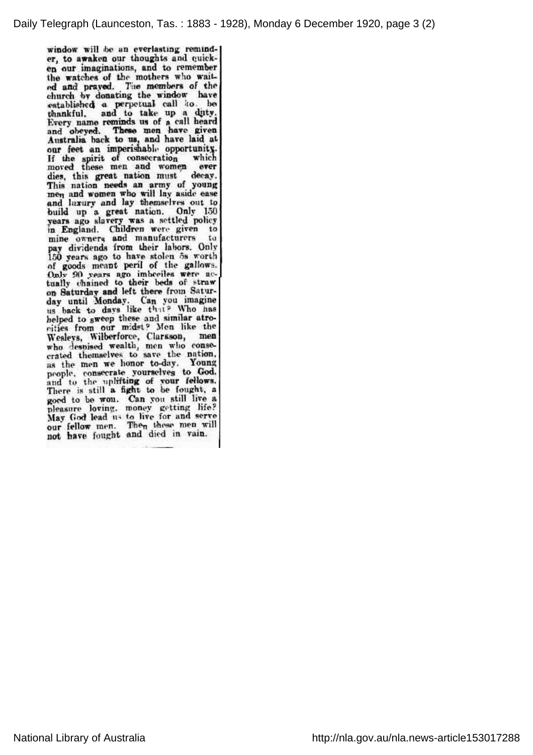window will be an everlasting reminder, to awaken our thoughts and quicken our imaginations, and to remember the watches of the mothers who waited and prayed. The members of the church by donating the window have established a perpetual call to be thankful, and to take up a duty. Every name reminds us of a call heard and obeyed. These men have given Australia back to us, and have laid at our feet an imperishable opportunity. If the spirit of consecration which moved these men and women ever dies, this great nation must decay. This nation needs an army of young men and women who will lay aside ease and luxury and lay themselves out to build up a great nation. Only 150 years ago slavery was a settled policy in England. Children were given to mine owners and manufacturers to pay dividends from their labors. Only 150 years ago to have stolen 5s worth of goods meant peril of the gallows. Only 90 years ago imbeciles were actually chained to their beds of straw on Saturday and left there from Saturday until Monday. Can you imagine us back to days like that? Who has helped to sweep these and similar atrocities from our midst? Men like the Wesleys, Wilberforce, Clarkson, men who despised wealth, men who consecrated themselves to save the nation, as the men we honor to-day. Young people, consecrate yourselves to God, and to the uplifting of your fellows. There is still a fight to be fought, a good to be won. Can you still live a pleasure loving, money getting life? May God lead us to live for and serve our fellow men. Then these men will not have fought and died in vain.